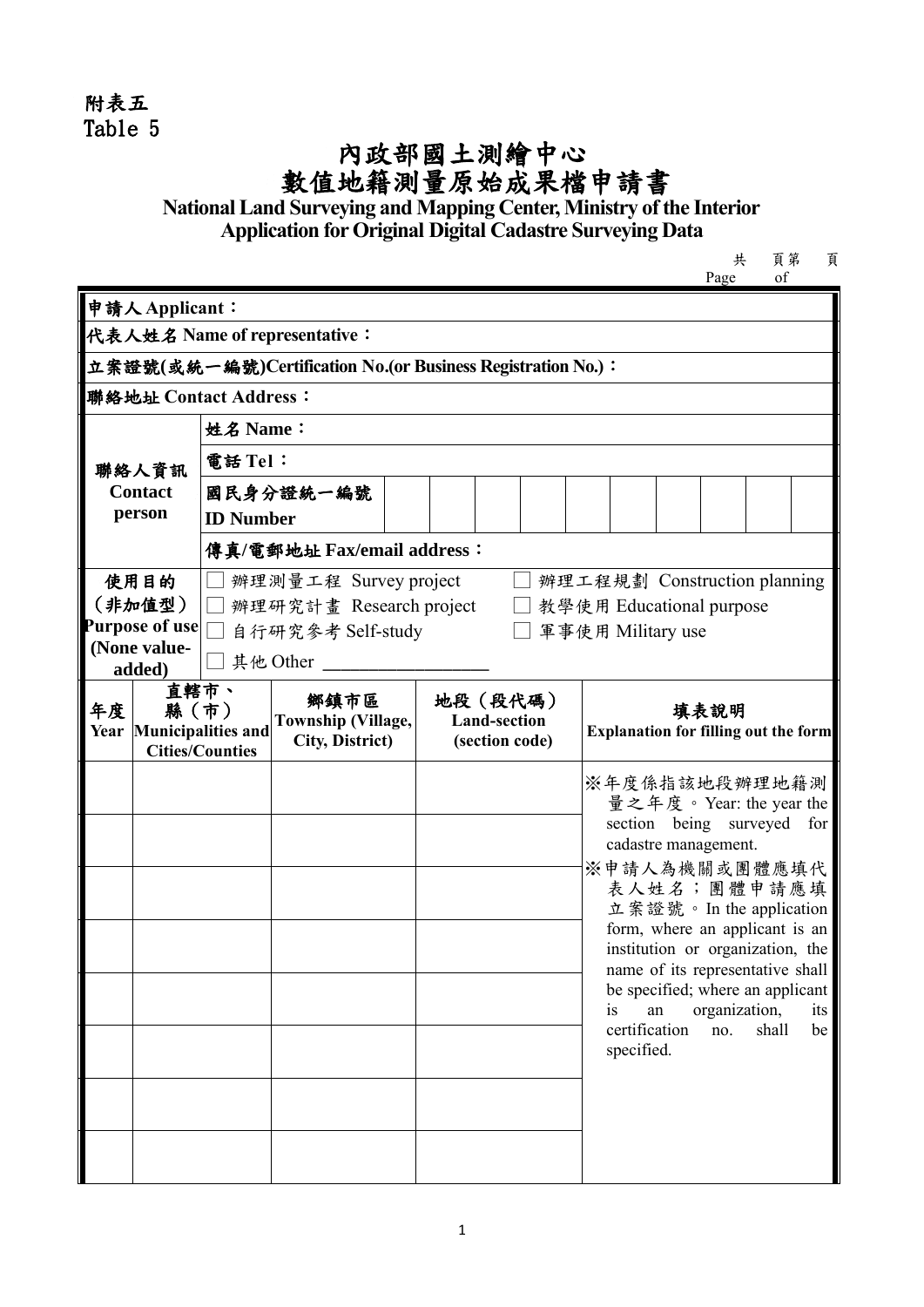附表五
Table 5

# 內政部國土測繪中心
# 數值地籍測量原始成果檔申請書

**National Land Surveying and Mapping Center, Ministry of the Interior**
**Application for Original Digital Cadastre Surveying Data**

共　頁第　頁
Page　of

| | | | | | | | | | | | | | |
|---|---|---|---|---|---|---|---|---|---|---|---|---|---|
| **申請人 Applicant：** | | | | | | | | | | | | | |
| **代表人姓名 Name of representative：** | | | | | | | | | | | | | |
| **立案證號(或統一編號)Certification No.(or Business Registration No.)：** | | | | | | | | | | | | | |
| **聯絡地址 Contact Address：** | | | | | | | | | | | | | |
| **聯絡人資訊 Contact person** | **姓名 Name：** | | | | | | | | | | | | |
| | **電話 Tel：** | | | | | | | | | | | | |
| | **國民身分證統一編號 ID Number** | | | | | | | | | | | | |
| | **傳真/電郵地址 Fax/email address：** | | | | | | | | | | | | |
| **使用目的（非加值型）Purpose of use (None value-added)** | ☐ 辦理測量工程 Survey project　☐ 辦理工程規劃 Construction planning<br>☐ 辦理研究計畫 Research project　☐ 教學使用 Educational purpose<br>☐ 自行研究參考 Self-study　☐ 軍事使用 Military use<br>☐ 其他 Other ________________ | | | | | | | | | | | | |

| 年度 Year | 直轄市、縣（市） Municipalities and Cities/Counties | 鄉鎮市區 Township (Village, City, District) | 地段（段代碼） Land-section (section code) | 填表說明 Explanation for filling out the form |
|---|---|---|---|---|
| | | | | ※年度係指該地段辦理地籍測量之年度。Year: the year the section being surveyed for cadastre management.<br>※申請人為機關或團體應填代表人姓名；團體申請應填立案證號。In the application form, where an applicant is an institution or organization, the name of its representative shall be specified; where an applicant is an organization, its certification no. shall be specified. |
| | | | | |
| | | | | |
| | | | | |
| | | | | |
| | | | | |
| | | | | |
| | | | | |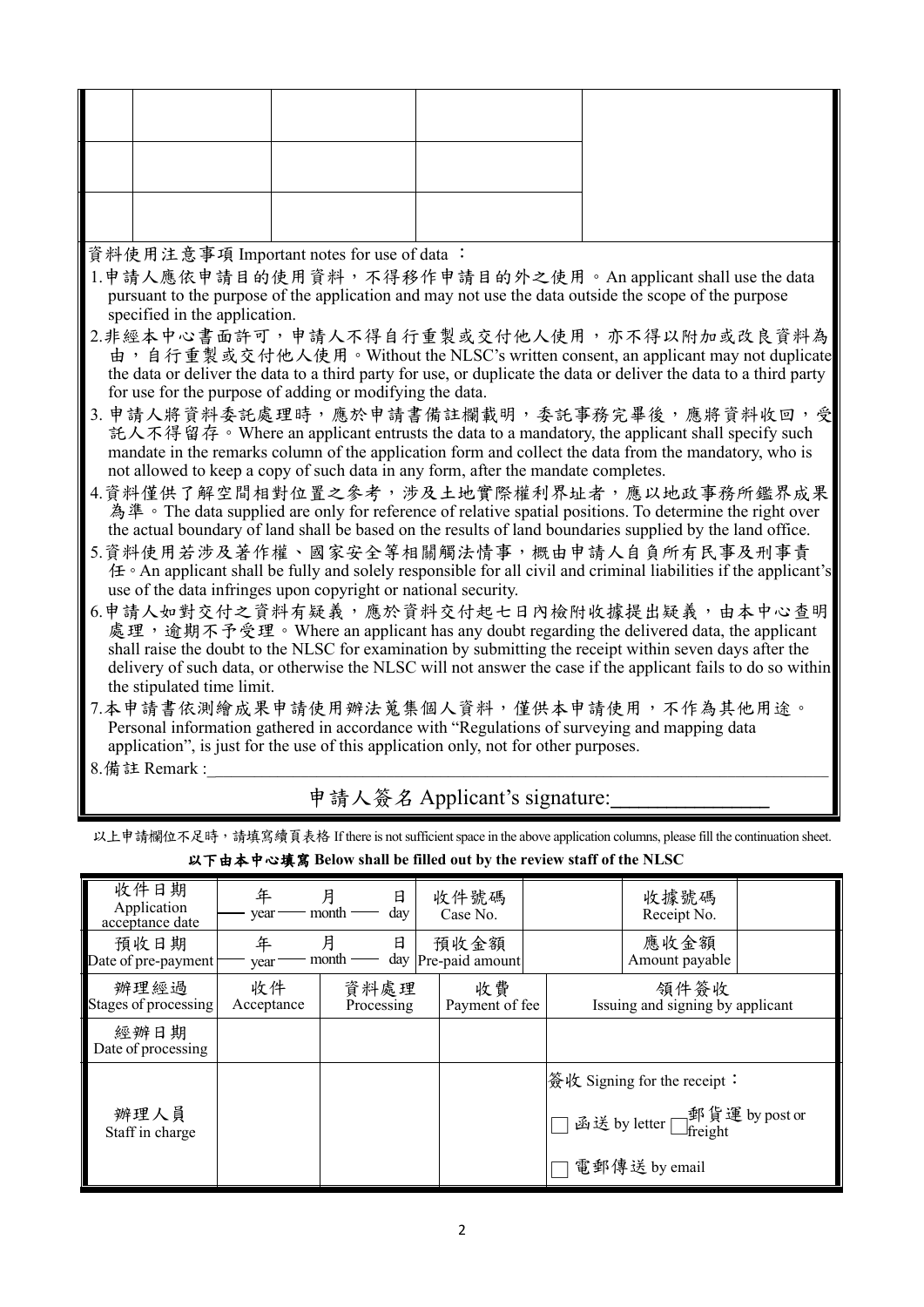| | | | |
|---|---|---|---|
| | | | |
| | | | |
| | | | |

資料使用注意事項 Important notes for use of data ：

1. 申請人應依申請目的使用資料，不得移作申請目的外之使用。An applicant shall use the data pursuant to the purpose of the application and may not use the data outside the scope of the purpose specified in the application.
2. 非經本中心書面許可，申請人不得自行重製或交付他人使用，亦不得以附加或改良資料為由，自行重製或交付他人使用。Without the NLSC's written consent, an applicant may not duplicate the data or deliver the data to a third party for use, or duplicate the data or deliver the data to a third party for use for the purpose of adding or modifying the data.
3. 申請人將資料委託處理時，應於申請書備註欄載明，委託事務完畢後，應將資料收回，受託人不得留存。Where an applicant entrusts the data to a mandatory, the applicant shall specify such mandate in the remarks column of the application form and collect the data from the mandatory, who is not allowed to keep a copy of such data in any form, after the mandate completes.
4. 資料僅供了解空間相對位置之參考，涉及土地實際權利界址者，應以地政事務所鑑界成果為準。The data supplied are only for reference of relative spatial positions. To determine the right over the actual boundary of land shall be based on the results of land boundaries supplied by the land office.
5. 資料使用若涉及著作權、國家安全等相關觸法情事，概由申請人自負所有民事及刑事責任。An applicant shall be fully and solely responsible for all civil and criminal liabilities if the applicant's use of the data infringes upon copyright or national security.
6. 申請人如對交付之資料有疑義，應於資料交付起七日內檢附收據提出疑義，由本中心查明處理，逾期不予受理。Where an applicant has any doubt regarding the delivered data, the applicant shall raise the doubt to the NLSC for examination by submitting the receipt within seven days after the delivery of such data, or otherwise the NLSC will not answer the case if the applicant fails to do so within the stipulated time limit.
7. 本申請書依測繪成果申請使用辦法蒐集個人資料，僅供本申請使用，不作為其他用途。Personal information gathered in accordance with "Regulations of surveying and mapping data application", is just for the use of this application only, not for other purposes.
8. 備註 Remark :\_\_\_\_\_\_\_\_\_\_\_\_\_\_\_\_\_\_\_\_\_\_\_\_\_\_\_\_\_\_\_\_\_\_\_\_\_\_\_\_

申請人簽名 Applicant's signature:\_\_\_\_\_\_\_\_\_\_\_\_\_\_\_

以上申請欄位不足時，請填寫續頁表格 If there is not sufficient space in the above application columns, please fill the continuation sheet.

**以下由本中心填寫 Below shall be filled out by the review staff of the NLSC**

| 收件日期 Application acceptance date | 年 year　月 month　日 day | | 收件號碼 Case No. | | 收據號碼 Receipt No. | |
|---|---|---|---|---|---|---|
| 預收日期 Date of pre-payment | 年 year　月 month　日 day | | 預收金額 Pre-paid amount | | 應收金額 Amount payable | |
| 辦理經過 Stages of processing | 收件 Acceptance | 資料處理 Processing | 收費 Payment of fee | 領件簽收 Issuing and signing by applicant | | |
| 經辦日期 Date of processing | | | | | | |
| 辦理人員 Staff in charge | | | | 簽收 Signing for the receipt：<br>☐ 函送 by letter ☐ 郵貨運 by post or freight<br>☐ 電郵傳送 by email | | |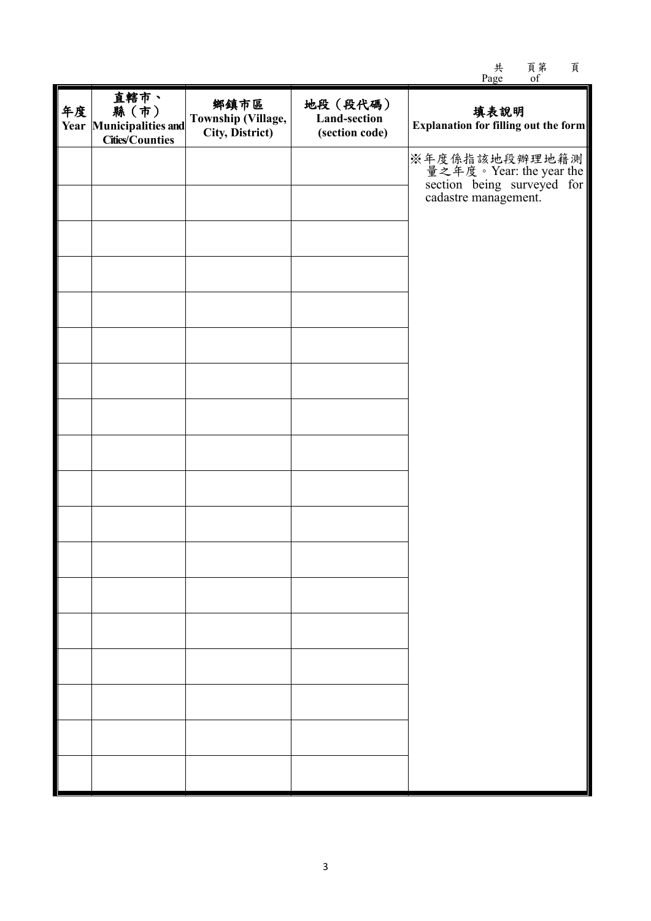共　　頁第　　頁
Page　　of

| 年度 Year | 直轄市、縣（市） Municipalities and Cities/Counties | 鄉鎮市區 Township (Village, City, District) | 地段（段代碼） Land-section (section code) | 填表說明 Explanation for filling out the form |
|---|---|---|---|---|
| | | | | ※年度係指該地段辦理地籍測量之年度。Year: the year the section being surveyed for cadastre management. |
| | | | | |
| | | | | |
| | | | | |
| | | | | |
| | | | | |
| | | | | |
| | | | | |
| | | | | |
| | | | | |
| | | | | |
| | | | | |
| | | | | |
| | | | | |
| | | | | |
| | | | | |
| | | | | |
| | | | | |